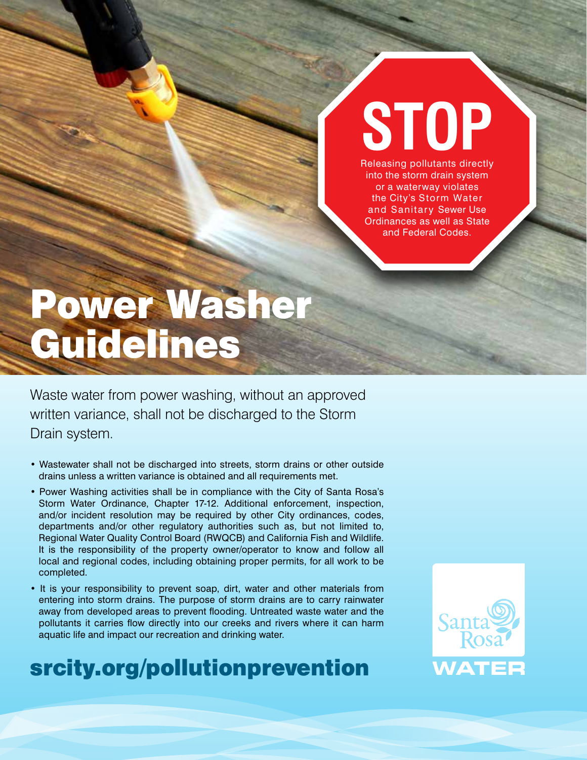# Power Washer Guidelines

**STOP**

Releasing pollutants directly into the storm drain system or a waterway violates the City's Storm Water and Sanitary Sewer Use Ordinances as well as State and Federal Codes.

Waste water from power washing, without an approved written variance, shall not be discharged to the Storm Drain system.

- Wastewater shall not be discharged into streets, storm drains or other outside drains unless a written variance is obtained and all requirements met.
- Power Washing activities shall be in compliance with the City of Santa Rosa's Storm Water Ordinance, Chapter 17-12. Additional enforcement, inspection, and/or incident resolution may be required by other City ordinances, codes, departments and/or other regulatory authorities such as, but not limited to, Regional Water Quality Control Board (RWQCB) and California Fish and Wildlife. It is the responsibility of the property owner/operator to know and follow all local and regional codes, including obtaining proper permits, for all work to be completed.
- It is your responsibility to prevent soap, dirt, water and other materials from entering into storm drains. The purpose of storm drains are to carry rainwater away from developed areas to prevent flooding. Untreated waste water and the pollutants it carries flow directly into our creeks and rivers where it can harm aquatic life and impact our recreation and drinking water.

## srcity.org/pollutionprevention

Santa Rosa WATER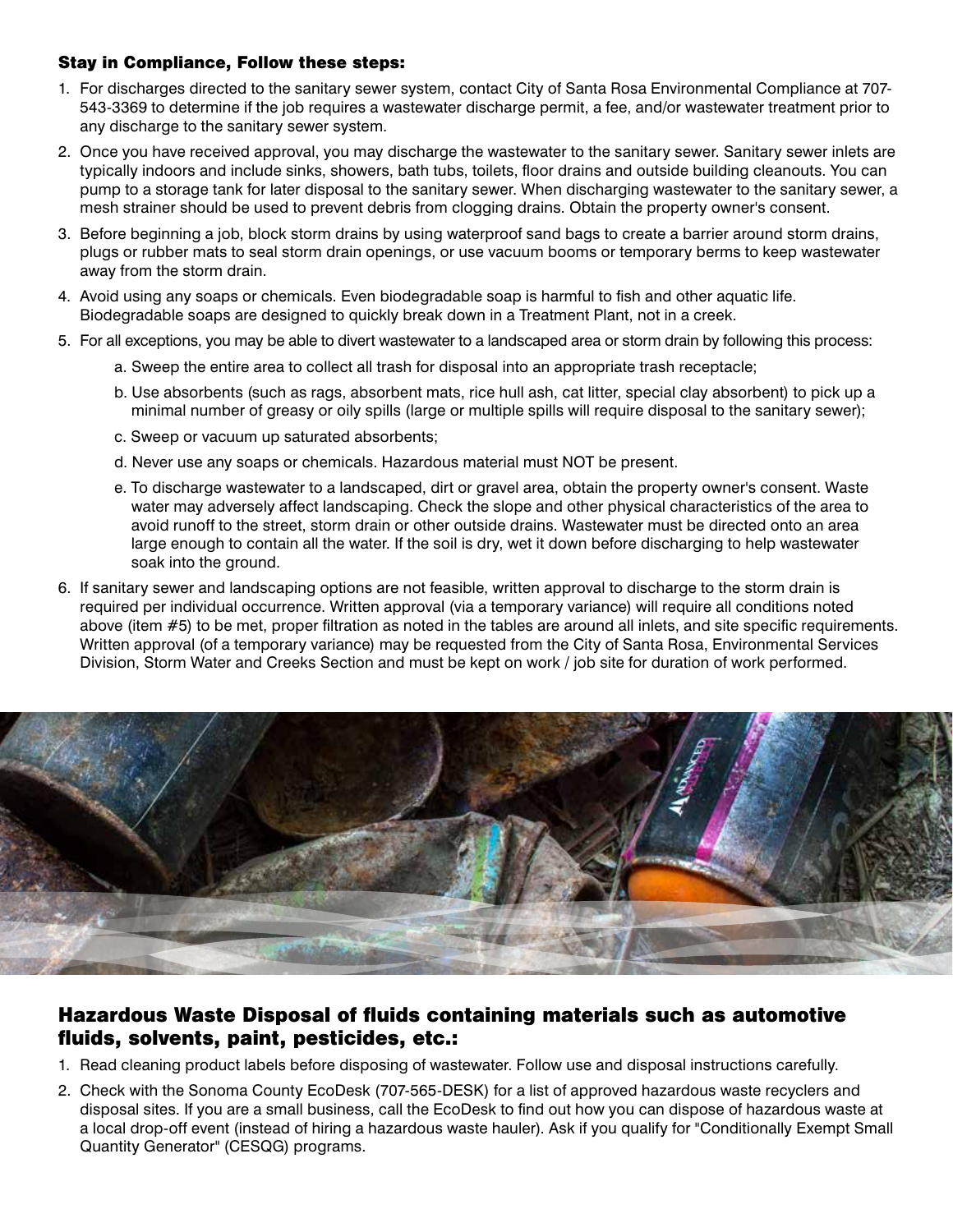### Stay in Compliance, Follow these steps:

1. For discharges directed to the sanitary sewer system, contact City of Santa Rosa Environmental Compliance at 707-543-3369 to determine if the job requires a wastewater discharge permit, a fee, and/or wastewater treatment prior to any discharge to the sanitary sewer system.
2. Once you have received approval, you may discharge the wastewater to the sanitary sewer. Sanitary sewer inlets are typically indoors and include sinks, showers, bath tubs, toilets, floor drains and outside building cleanouts. You can pump to a storage tank for later disposal to the sanitary sewer. When discharging wastewater to the sanitary sewer, a mesh strainer should be used to prevent debris from clogging drains. Obtain the property owner's consent.
3. Before beginning a job, block storm drains by using waterproof sand bags to create a barrier around storm drains, plugs or rubber mats to seal storm drain openings, or use vacuum booms or temporary berms to keep wastewater away from the storm drain.
4. Avoid using any soaps or chemicals. Even biodegradable soap is harmful to fish and other aquatic life. Biodegradable soaps are designed to quickly break down in a Treatment Plant, not in a creek.
5. For all exceptions, you may be able to divert wastewater to a landscaped area or storm drain by following this process:
   a. Sweep the entire area to collect all trash for disposal into an appropriate trash receptacle;
   b. Use absorbents (such as rags, absorbent mats, rice hull ash, cat litter, special clay absorbent) to pick up a minimal number of greasy or oily spills (large or multiple spills will require disposal to the sanitary sewer);
   c. Sweep or vacuum up saturated absorbents;
   d. Never use any soaps or chemicals. Hazardous material must NOT be present.
   e. To discharge wastewater to a landscaped, dirt or gravel area, obtain the property owner's consent. Waste water may adversely affect landscaping. Check the slope and other physical characteristics of the area to avoid runoff to the street, storm drain or other outside drains. Wastewater must be directed onto an area large enough to contain all the water. If the soil is dry, wet it down before discharging to help wastewater soak into the ground.
6. If sanitary sewer and landscaping options are not feasible, written approval to discharge to the storm drain is required per individual occurrence. Written approval (via a temporary variance) will require all conditions noted above (item #5) to be met, proper filtration as noted in the tables are around all inlets, and site specific requirements. Written approval (of a temporary variance) may be requested from the City of Santa Rosa, Environmental Services Division, Storm Water and Creeks Section and must be kept on work / job site for duration of work performed.

## Hazardous Waste Disposal of fluids containing materials such as automotive fluids, solvents, paint, pesticides, etc.:

1. Read cleaning product labels before disposing of wastewater. Follow use and disposal instructions carefully.
2. Check with the Sonoma County EcoDesk (707-565-DESK) for a list of approved hazardous waste recyclers and disposal sites. If you are a small business, call the EcoDesk to find out how you can dispose of hazardous waste at a local drop-off event (instead of hiring a hazardous waste hauler). Ask if you qualify for "Conditionally Exempt Small Quantity Generator" (CESQG) programs.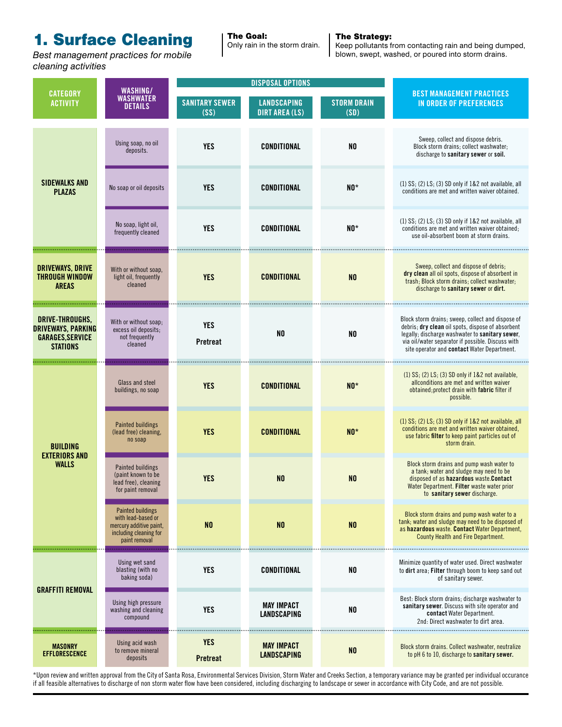# 1. Surface Cleaning

*Best management practices for mobile cleaning activities*

**The Goal:**
Only rain in the storm drain.

**The Strategy:**
Keep pollutants from contacting rain and being dumped, blown, swept, washed, or poured into storm drains.

| CATEGORY ACTIVITY | WASHING/ WASHWATER DETAILS | DISPOSAL OPTIONS | | | BEST MANAGEMENT PRACTICES IN ORDER OF PREFERENCES |
|---|---|---|---|---|---|
| | | SANITARY SEWER (SS) | LANDSCAPING DIRT AREA (LS) | STORM DRAIN (SD) | |
| SIDEWALKS AND PLAZAS | Using soap, no oil deposits. | YES | CONDITIONAL | NO | Sweep, collect and dispose debris. Block storm drains; collect washwater; discharge to **sanitary sewer** or **soil.** |
| | No soap or oil deposits | YES | CONDITIONAL | NO* | (1) SS; (2) LS; (3) SD only if 1&2 not available, all conditions are met and written waiver obtained. |
| | No soap, light oil, frequently cleaned | YES | CONDITIONAL | NO* | (1) SS; (2) LS; (3) SD only if 1&2 not available, all conditions are met and written waiver obtained; use oil-absorbent boom at storm drains. |
| DRIVEWAYS, DRIVE THROUGH WINDOW AREAS | With or without soap, light oil, frequently cleaned | YES | CONDITIONAL | NO | Sweep, collect and dispose of debris; **dry clean** all oil spots, dispose of absorbent in trash; Block storm drains; collect washwater; discharge to **sanitary sewer** or **dirt.** |
| DRIVE-THROUGHS, DRIVEWAYS, PARKING GARAGES,SERVICE STATIONS | With or without soap; excess oil deposits; not frequently cleaned | YES Pretreat | NO | NO | Block storm drains; sweep, collect and dispose of debris; **dry clean** oil spots, dispose of absorbent legally; discharge washwater to **sanitary sewer**, via oil/water separator if possible. Discuss with site operator and **contact** Water Department. |
| BUILDING EXTERIORS AND WALLS | Glass and steel buildings, no soap | YES | CONDITIONAL | NO* | (1) SS; (2) LS; (3) SD only if 1&2 not available, allconditions are met and written waiver obtained;protect drain with **fabric** filter if possible. |
| | Painted buildings (lead free) cleaning, no soap | YES | CONDITIONAL | NO* | (1) SS; (2) LS; (3) SD only if 1&2 not available, all conditions are met and written waiver obtained, use fabric **filter** to keep paint particles out of storm drain. |
| | Painted buildings (paint known to be lead free), cleaning for paint removal | YES | NO | NO | Block storm drains and pump wash water to a tank; water and sludge may need to be disposed of as **hazardous** waste.**Contact** Water Department. **Filter** waste water prior to **sanitary sewer** discharge. |
| | Painted buildings with lead-based or mercury additive paint, including cleaning for paint removal | NO | NO | NO | Block storm drains and pump wash water to a tank; water and sludge may need to be disposed of as **hazardous** waste. **Contact** Water Department, County Health and Fire Department. |
| GRAFFITI REMOVAL | Using wet sand blasting (with no baking soda) | YES | CONDITIONAL | NO | Minimize quantity of water used. Direct washwater to **dirt** area; **Filter** through boom to keep sand out of sanitary sewer. |
| | Using high pressure washing and cleaning compound | YES | MAY IMPACT LANDSCAPING | NO | Best: Block storm drains; discharge washwater to **sanitary sewer**. Discuss with site operator and **contact** Water Department. 2nd: Direct washwater to dirt area. |
| MASONRY EFFLORESCENCE | Using acid wash to remove mineral deposits | YES Pretreat | MAY IMPACT LANDSCAPING | NO | Block storm drains. Collect washwater, neutralize to pH 6 to 10, discharge to **sanitary sewer.** |

*Upon review and written approval from the City of Santa Rosa, Environmental Services Division, Storm Water and Creeks Section, a temporary variance may be granted per individual occurance if all feasible alternatives to discharge of non storm water flow have been considered, including discharging to landscape or sewer in accordance with City Code, and are not possible.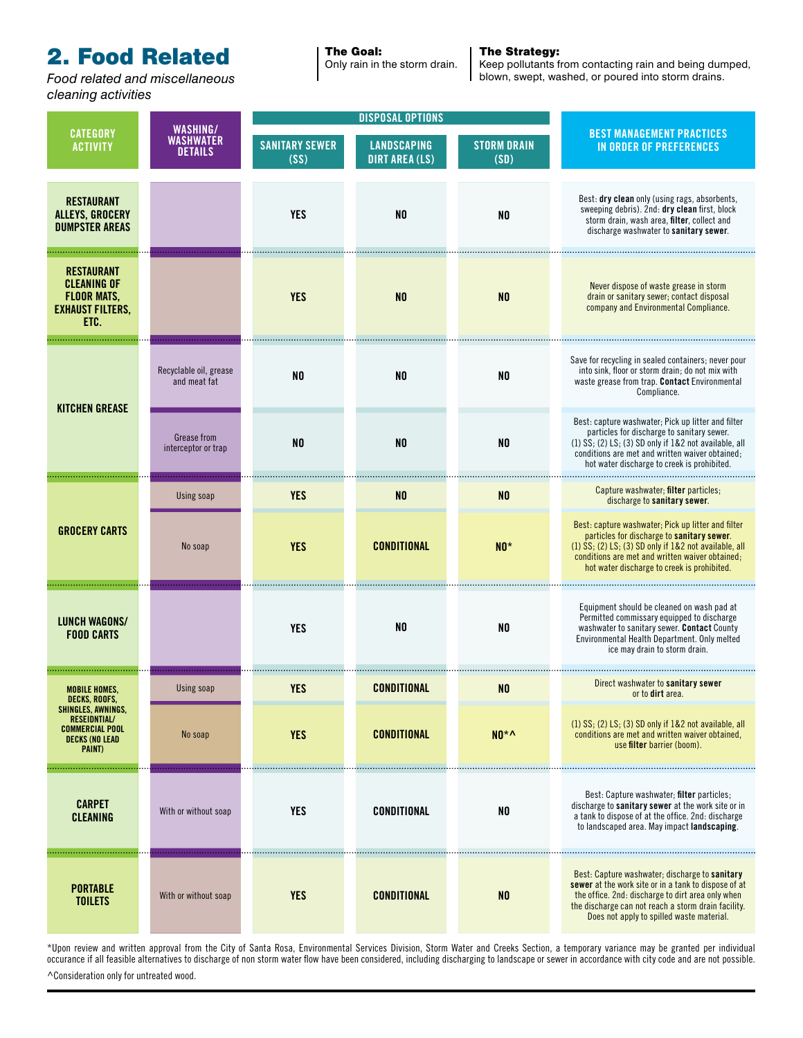## 2. Food Related

*Food related and miscellaneous cleaning activities*

**The Goal:**
Only rain in the storm drain.

**The Strategy:**
Keep pollutants from contacting rain and being dumped, blown, swept, washed, or poured into storm drains.

| CATEGORY ACTIVITY | WASHING/ WASHWATER DETAILS | DISPOSAL OPTIONS | | | BEST MANAGEMENT PRACTICES IN ORDER OF PREFERENCES |
|---|---|---|---|---|---|
| | | SANITARY SEWER (SS) | LANDSCAPING DIRT AREA (LS) | STORM DRAIN (SD) | |
| RESTAURANT ALLEYS, GROCERY DUMPSTER AREAS | | YES | NO | NO | Best: **dry clean** only (using rags, absorbents, sweeping debris). 2nd: **dry clean** first, block storm drain, wash area, **filter**, collect and discharge washwater to **sanitary sewer**. |
| RESTAURANT CLEANING OF FLOOR MATS, EXHAUST FILTERS, ETC. | | YES | NO | NO | Never dispose of waste grease in storm drain or sanitary sewer; contact disposal company and Environmental Compliance. |
| KITCHEN GREASE | Recyclable oil, grease and meat fat | NO | NO | NO | Save for recycling in sealed containers; never pour into sink, floor or storm drain; do not mix with waste grease from trap. **Contact** Environmental Compliance. |
| | Grease from interceptor or trap | NO | NO | NO | Best: capture washwater; Pick up litter and filter particles for discharge to sanitary sewer. (1) SS; (2) LS; (3) SD only if 1&2 not available, all conditions are met and written waiver obtained; hot water discharge to creek is prohibited. |
| GROCERY CARTS | Using soap | YES | NO | NO | Capture washwater; **filter** particles; discharge to **sanitary sewer**. |
| | No soap | YES | CONDITIONAL | NO* | Best: capture washwater; Pick up litter and filter particles for discharge to **sanitary sewer**. (1) SS; (2) LS; (3) SD only if 1&2 not available, all conditions are met and written waiver obtained; hot water discharge to creek is prohibited. |
| LUNCH WAGONS/ FOOD CARTS | | YES | NO | NO | Equipment should be cleaned on wash pad at Permitted commissary equipped to discharge washwater to sanitary sewer. **Contact** County Environmental Health Department. Only melted ice may drain to storm drain. |
| MOBILE HOMES, DECKS, ROOFS, SHINGLES, AWNINGS, RESEIDNTIAL/ COMMERCIAL POOL DECKS (NO LEAD PAINT) | Using soap | YES | CONDITIONAL | NO | Direct washwater to **sanitary sewer** or to **dirt** area. |
| | No soap | YES | CONDITIONAL | NO*^ | (1) SS; (2) LS; (3) SD only if 1&2 not available, all conditions are met and written waiver obtained, use **filter** barrier (boom). |
| CARPET CLEANING | With or without soap | YES | CONDITIONAL | NO | Best: Capture washwater; **filter** particles; discharge to **sanitary sewer** at the work site or in a tank to dispose of at the office. 2nd: discharge to landscaped area. May impact **landscaping**. |
| PORTABLE TOILETS | With or without soap | YES | CONDITIONAL | NO | Best: Capture washwater; discharge to **sanitary sewer** at the work site or in a tank to dispose of at the office. 2nd: discharge to dirt area only when the discharge can not reach a storm drain facility. Does not apply to spilled waste material. |

*Upon review and written approval from the City of Santa Rosa, Environmental Services Division, Storm Water and Creeks Section, a temporary variance may be granted per individual occurance if all feasible alternatives to discharge of non storm water flow have been considered, including discharging to landscape or sewer in accordance with city code and are not possible.

^Consideration only for untreated wood.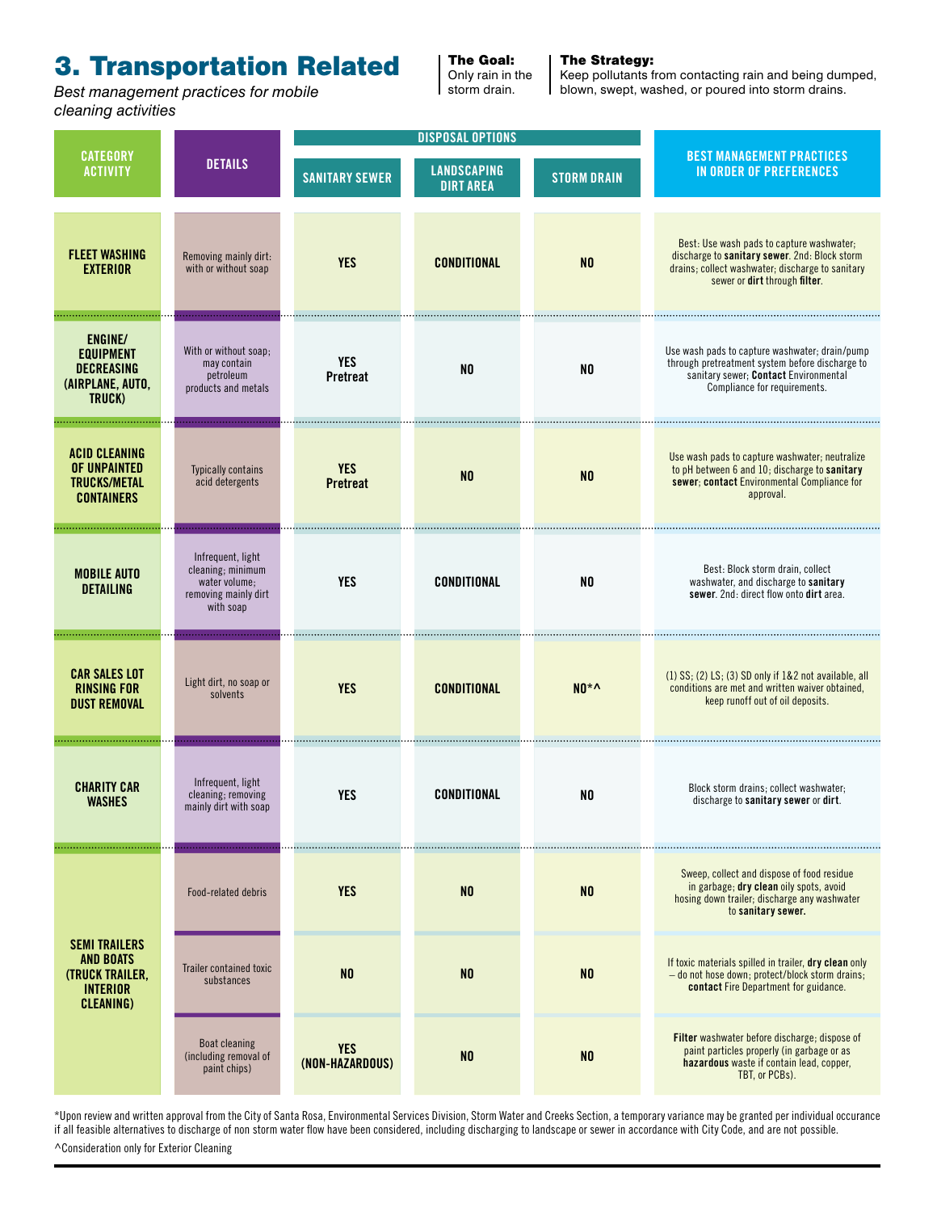# 3. Transportation Related

*Best management practices for mobile cleaning activities*

**The Goal:** Only rain in the storm drain.

**The Strategy:** Keep pollutants from contacting rain and being dumped, blown, swept, washed, or poured into storm drains.

| CATEGORY ACTIVITY | DETAILS | DISPOSAL OPTIONS | | | BEST MANAGEMENT PRACTICES IN ORDER OF PREFERENCES |
|---|---|---|---|---|---|
| | | SANITARY SEWER | LANDSCAPING DIRT AREA | STORM DRAIN | |
| **FLEET WASHING EXTERIOR** | Removing mainly dirt: with or without soap | **YES** | **CONDITIONAL** | **NO** | Best: Use wash pads to capture washwater; discharge to **sanitary sewer**. 2nd: Block storm drains; collect washwater; discharge to sanitary sewer or **dirt** through **filter**. |
| **ENGINE/ EQUIPMENT DECREASING (AIRPLANE, AUTO, TRUCK)** | With or without soap; may contain petroleum products and metals | **YES Pretreat** | **NO** | **NO** | Use wash pads to capture washwater; drain/pump through pretreatment system before discharge to sanitary sewer; **Contact** Environmental Compliance for requirements. |
| **ACID CLEANING OF UNPAINTED TRUCKS/METAL CONTAINERS** | Typically contains acid detergents | **YES Pretreat** | **NO** | **NO** | Use wash pads to capture washwater; neutralize to pH between 6 and 10; discharge to **sanitary sewer**; **contact** Environmental Compliance for approval. |
| **MOBILE AUTO DETAILING** | Infrequent, light cleaning; minimum water volume; removing mainly dirt with soap | **YES** | **CONDITIONAL** | **NO** | Best: Block storm drain, collect washwater, and discharge to **sanitary sewer**. 2nd: direct flow onto **dirt** area. |
| **CAR SALES LOT RINSING FOR DUST REMOVAL** | Light dirt, no soap or solvents | **YES** | **CONDITIONAL** | **NO*^** | (1) SS; (2) LS; (3) SD only if 1&2 not available, all conditions are met and written waiver obtained, keep runoff out of oil deposits. |
| **CHARITY CAR WASHES** | Infrequent, light cleaning; removing mainly dirt with soap | **YES** | **CONDITIONAL** | **NO** | Block storm drains; collect washwater; discharge to **sanitary sewer** or **dirt**. |
| **SEMI TRAILERS AND BOATS (TRUCK TRAILER, INTERIOR CLEANING)** | Food-related debris | **YES** | **NO** | **NO** | Sweep, collect and dispose of food residue in garbage; **dry clean** oily spots, avoid hosing down trailer; discharge any washwater to **sanitary sewer.** |
| | Trailer contained toxic substances | **NO** | **NO** | **NO** | If toxic materials spilled in trailer, **dry clean** only – do not hose down; protect/block storm drains; **contact** Fire Department for guidance. |
| | Boat cleaning (including removal of paint chips) | **YES (NON-HAZARDOUS)** | **NO** | **NO** | **Filter** washwater before discharge; dispose of paint particles properly (in garbage or as **hazardous** waste if contain lead, copper, TBT, or PCBs). |

*Upon review and written approval from the City of Santa Rosa, Environmental Services Division, Storm Water and Creeks Section, a temporary variance may be granted per individual occurance if all feasible alternatives to discharge of non storm water flow have been considered, including discharging to landscape or sewer in accordance with City Code, and are not possible.

^Consideration only for Exterior Cleaning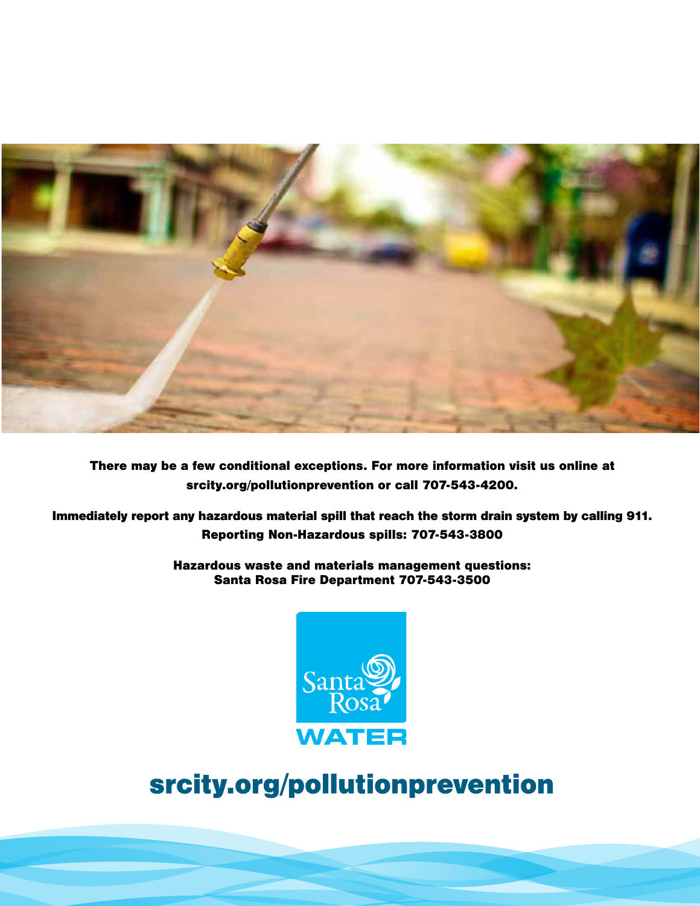**There may be a few conditional exceptions. For more information visit us online at srcity.org/pollutionprevention or call 707-543-4200.**

**Immediately report any hazardous material spill that reach the storm drain system by calling 911.**
**Reporting Non-Hazardous spills: 707-543-3800**

**Hazardous waste and materials management questions:**
**Santa Rosa Fire Department 707-543-3500**

Santa Rosa WATER

## srcity.org/pollutionprevention